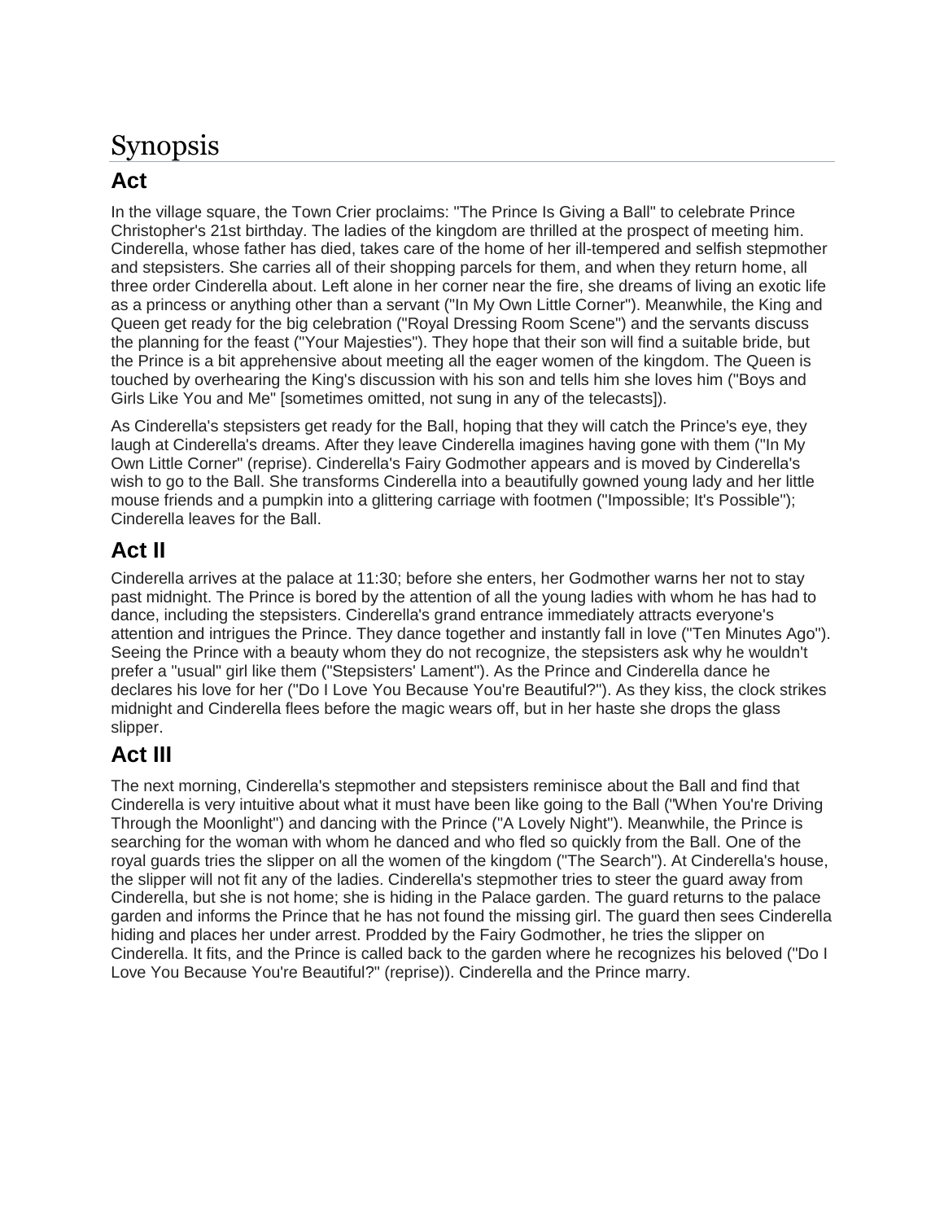# Synopsis

## Act

In the village square, the Town Crier proclaims: "The Prince Is Giving a Ball" to celebrate Prince Christopher's 21st birthday. The ladies of the kingdom are thrilled at the prospect of meeting him. Cinderella, whose father has died, takes care of the home of her ill-tempered and selfish stepmother and stepsisters. She carries all of their shopping parcels for them, and when they return home, all three order Cinderella about. Left alone in her corner near the fire, she dreams of living an exotic life as a princess or anything other than a servant ("In My Own Little Corner"). Meanwhile, the King and Queen get ready for the big celebration ("Royal Dressing Room Scene") and the servants discuss the planning for the feast ("Your Majesties"). They hope that their son will find a suitable bride, but the Prince is a bit apprehensive about meeting all the eager women of the kingdom. The Queen is touched by overhearing the King's discussion with his son and tells him she loves him ("Boys and Girls Like You and Me" [sometimes omitted, not sung in any of the telecasts]).

As Cinderella's stepsisters get ready for the Ball, hoping that they will catch the Prince's eye, they laugh at Cinderella's dreams. After they leave Cinderella imagines having gone with them ("In My Own Little Corner" (reprise). Cinderella's Fairy Godmother appears and is moved by Cinderella's wish to go to the Ball. She transforms Cinderella into a beautifully gowned young lady and her little mouse friends and a pumpkin into a glittering carriage with footmen ("Impossible; It's Possible"); Cinderella leaves for the Ball.

## Act II

Cinderella arrives at the palace at 11:30; before she enters, her Godmother warns her not to stay past midnight. The Prince is bored by the attention of all the young ladies with whom he has had to dance, including the stepsisters. Cinderella's grand entrance immediately attracts everyone's attention and intrigues the Prince. They dance together and instantly fall in love ("Ten Minutes Ago"). Seeing the Prince with a beauty whom they do not recognize, the stepsisters ask why he wouldn't prefer a "usual" girl like them ("Stepsisters' Lament"). As the Prince and Cinderella dance he declares his love for her ("Do I Love You Because You're Beautiful?"). As they kiss, the clock strikes midnight and Cinderella flees before the magic wears off, but in her haste she drops the glass slipper.

## Act III

The next morning, Cinderella's stepmother and stepsisters reminisce about the Ball and find that Cinderella is very intuitive about what it must have been like going to the Ball ("When You're Driving Through the Moonlight") and dancing with the Prince ("A Lovely Night"). Meanwhile, the Prince is searching for the woman with whom he danced and who fled so quickly from the Ball. One of the royal guards tries the slipper on all the women of the kingdom ("The Search"). At Cinderella's house, the slipper will not fit any of the ladies. Cinderella's stepmother tries to steer the guard away from Cinderella, but she is not home; she is hiding in the Palace garden. The guard returns to the palace garden and informs the Prince that he has not found the missing girl. The guard then sees Cinderella hiding and places her under arrest. Prodded by the Fairy Godmother, he tries the slipper on Cinderella. It fits, and the Prince is called back to the garden where he recognizes his beloved ("Do I Love You Because You're Beautiful?" (reprise)). Cinderella and the Prince marry.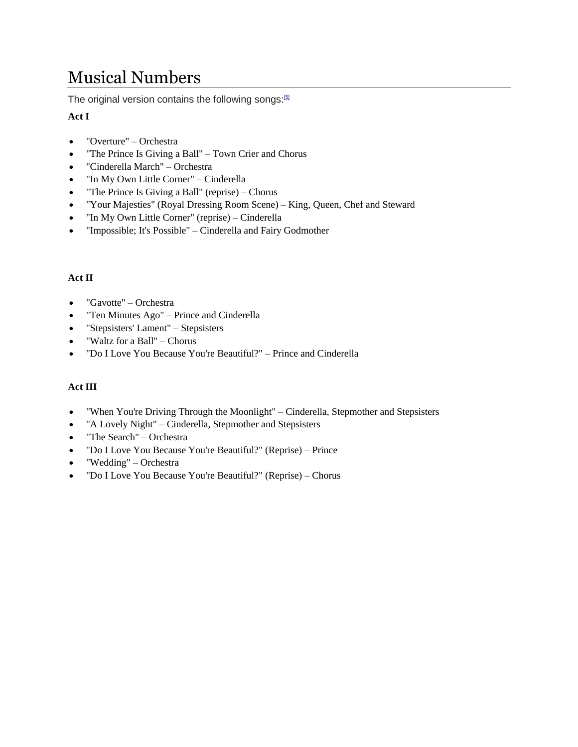# Musical Numbers

The original version contains the following songs:[5]

**Act I**

- "Overture" – Orchestra
- "The Prince Is Giving a Ball" – Town Crier and Chorus
- "Cinderella March" – Orchestra
- "In My Own Little Corner" – Cinderella
- "The Prince Is Giving a Ball" (reprise) – Chorus
- "Your Majesties" (Royal Dressing Room Scene) – King, Queen, Chef and Steward
- "In My Own Little Corner" (reprise) – Cinderella
- "Impossible; It's Possible" – Cinderella and Fairy Godmother

**Act II**

- "Gavotte" – Orchestra
- "Ten Minutes Ago" – Prince and Cinderella
- "Stepsisters' Lament" – Stepsisters
- "Waltz for a Ball" – Chorus
- "Do I Love You Because You're Beautiful?" – Prince and Cinderella

**Act III**

- "When You're Driving Through the Moonlight" – Cinderella, Stepmother and Stepsisters
- "A Lovely Night" – Cinderella, Stepmother and Stepsisters
- "The Search" – Orchestra
- "Do I Love You Because You're Beautiful?" (Reprise) – Prince
- "Wedding" – Orchestra
- "Do I Love You Because You're Beautiful?" (Reprise) – Chorus